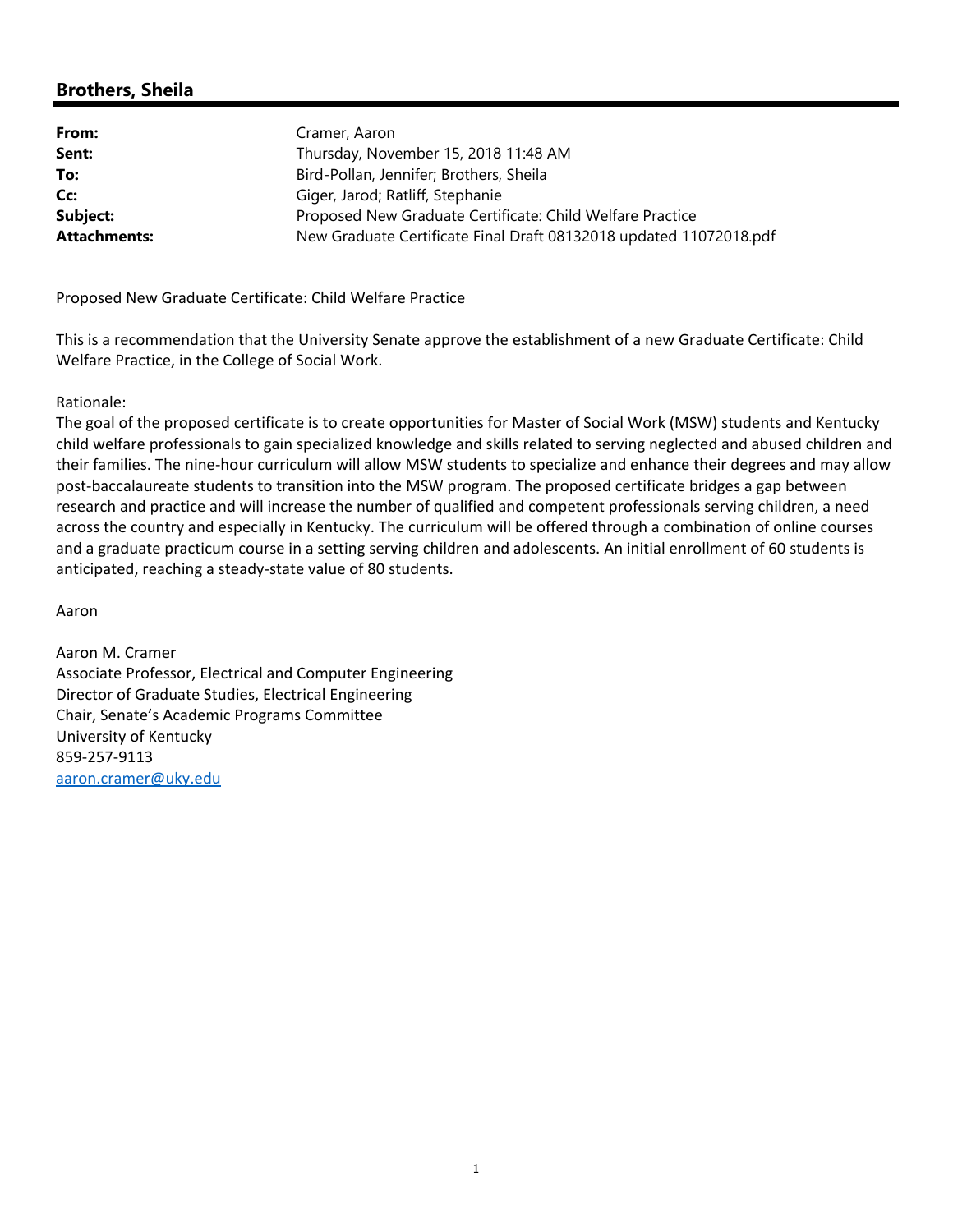## Brothers, Sheila

| | |
|---|---|
| **From:** | Cramer, Aaron |
| **Sent:** | Thursday, November 15, 2018 11:48 AM |
| **To:** | Bird-Pollan, Jennifer; Brothers, Sheila |
| **Cc:** | Giger, Jarod; Ratliff, Stephanie |
| **Subject:** | Proposed New Graduate Certificate: Child Welfare Practice |
| **Attachments:** | New Graduate Certificate Final Draft 08132018 updated 11072018.pdf |

Proposed New Graduate Certificate: Child Welfare Practice

This is a recommendation that the University Senate approve the establishment of a new Graduate Certificate: Child Welfare Practice, in the College of Social Work.

Rationale:
The goal of the proposed certificate is to create opportunities for Master of Social Work (MSW) students and Kentucky child welfare professionals to gain specialized knowledge and skills related to serving neglected and abused children and their families. The nine-hour curriculum will allow MSW students to specialize and enhance their degrees and may allow post-baccalaureate students to transition into the MSW program. The proposed certificate bridges a gap between research and practice and will increase the number of qualified and competent professionals serving children, a need across the country and especially in Kentucky. The curriculum will be offered through a combination of online courses and a graduate practicum course in a setting serving children and adolescents. An initial enrollment of 60 students is anticipated, reaching a steady-state value of 80 students.

Aaron

Aaron M. Cramer
Associate Professor, Electrical and Computer Engineering
Director of Graduate Studies, Electrical Engineering
Chair, Senate's Academic Programs Committee
University of Kentucky
859-257-9113
aaron.cramer@uky.edu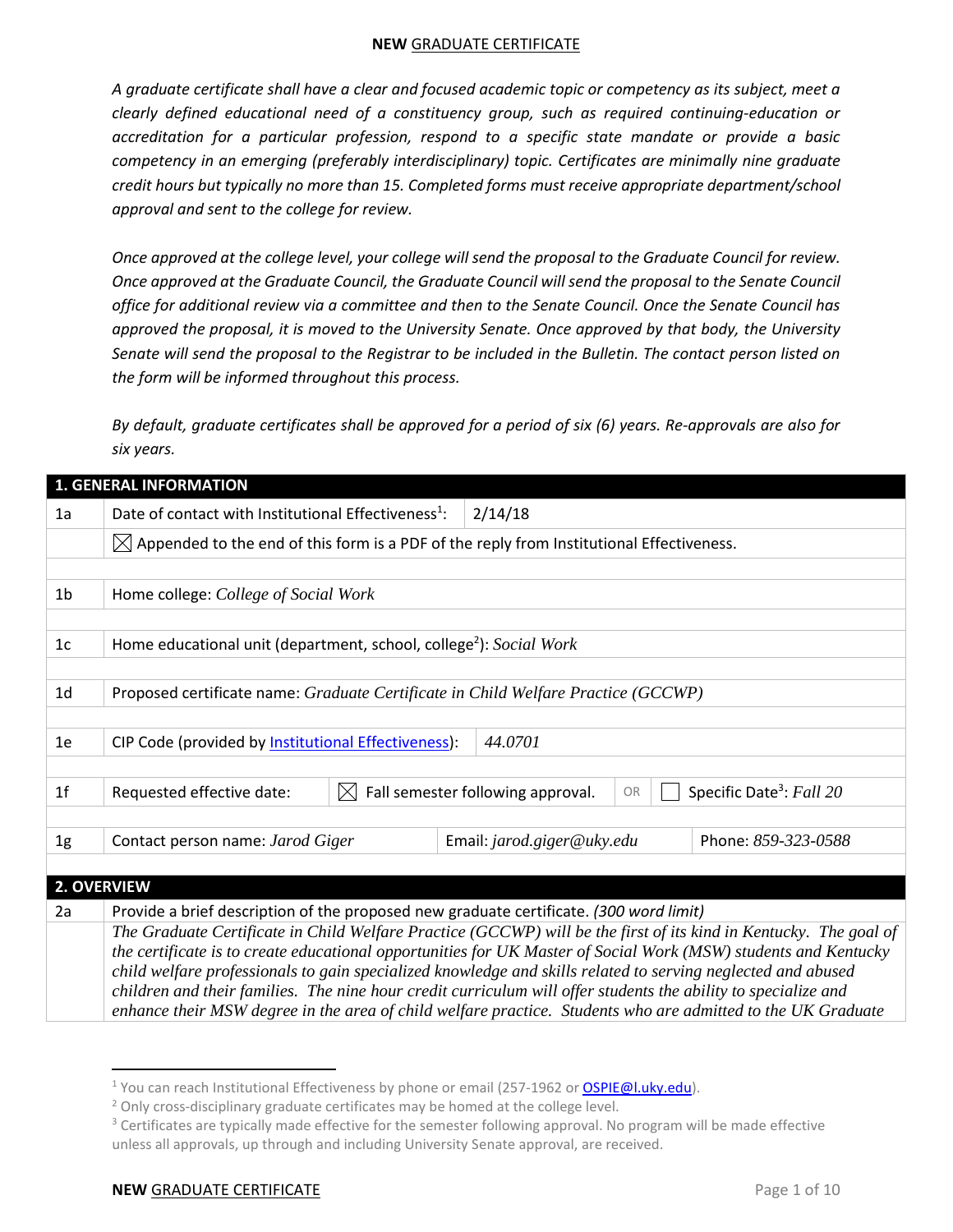**NEW** GRADUATE CERTIFICATE

*A graduate certificate shall have a clear and focused academic topic or competency as its subject, meet a clearly defined educational need of a constituency group, such as required continuing-education or accreditation for a particular profession, respond to a specific state mandate or provide a basic competency in an emerging (preferably interdisciplinary) topic. Certificates are minimally nine graduate credit hours but typically no more than 15. Completed forms must receive appropriate department/school approval and sent to the college for review.*

*Once approved at the college level, your college will send the proposal to the Graduate Council for review. Once approved at the Graduate Council, the Graduate Council will send the proposal to the Senate Council office for additional review via a committee and then to the Senate Council. Once the Senate Council has approved the proposal, it is moved to the University Senate. Once approved by that body, the University Senate will send the proposal to the Registrar to be included in the Bulletin. The contact person listed on the form will be informed throughout this process.*

*By default, graduate certificates shall be approved for a period of six (6) years. Re-approvals are also for six years.*

| **1. GENERAL INFORMATION** | | | | | |
|---|---|---|---|---|---|
| 1a | Date of contact with Institutional Effectiveness[1]: | 2/14/18 | | | |
| | ☒ Appended to the end of this form is a PDF of the reply from Institutional Effectiveness. | | | | |
| 1b | Home college: *College of Social Work* | | | | |
| 1c | Home educational unit (department, school, college[2]): *Social Work* | | | | |
| 1d | Proposed certificate name: *Graduate Certificate in Child Welfare Practice (GCCWP)* | | | | |
| 1e | CIP Code (provided by Institutional Effectiveness): | *44.0701* | | | |
| 1f | Requested effective date: | ☒ Fall semester following approval. | OR | ☐ Specific Date[3]: *Fall 20* | |
| 1g | Contact person name: *Jarod Giger* | Email: *jarod.giger@uky.edu* | | Phone: *859-323-0588* | |

| **2. OVERVIEW** | |
|---|---|
| 2a | Provide a brief description of the proposed new graduate certificate. *(300 word limit)* |
| | *The Graduate Certificate in Child Welfare Practice (GCCWP) will be the first of its kind in Kentucky. The goal of the certificate is to create educational opportunities for UK Master of Social Work (MSW) students and Kentucky child welfare professionals to gain specialized knowledge and skills related to serving neglected and abused children and their families. The nine hour credit curriculum will offer students the ability to specialize and enhance their MSW degree in the area of child welfare practice. Students who are admitted to the UK Graduate* |

[1] You can reach Institutional Effectiveness by phone or email (257-1962 or OSPIE@l.uky.edu).
[2] Only cross-disciplinary graduate certificates may be homed at the college level.
[3] Certificates are typically made effective for the semester following approval. No program will be made effective unless all approvals, up through and including University Senate approval, are received.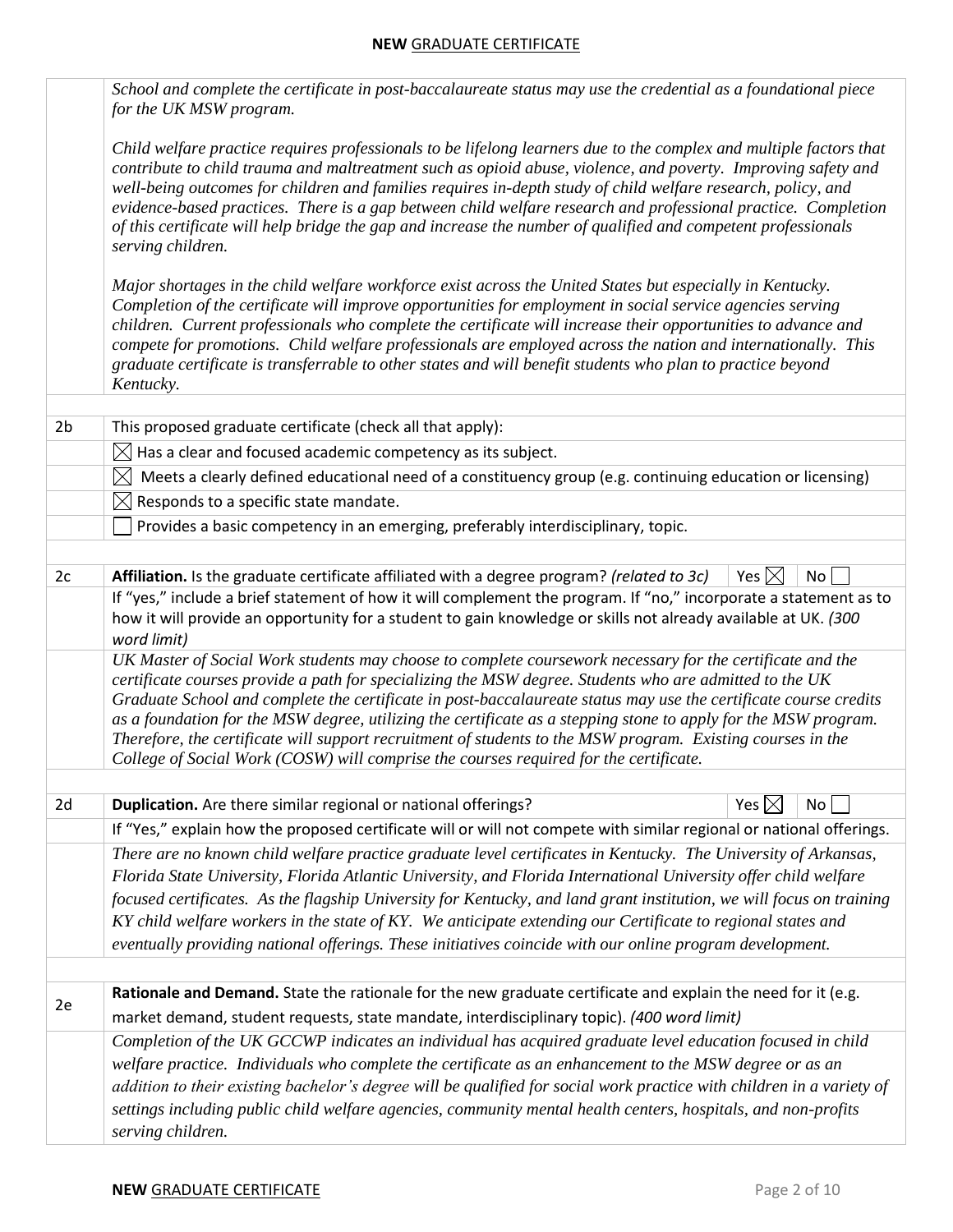| | |
|---|---|
| | *School and complete the certificate in post-baccalaureate status may use the credential as a foundational piece for the UK MSW program.*<br><br>*Child welfare practice requires professionals to be lifelong learners due to the complex and multiple factors that contribute to child trauma and maltreatment such as opioid abuse, violence, and poverty. Improving safety and well-being outcomes for children and families requires in-depth study of child welfare research, policy, and evidence-based practices. There is a gap between child welfare research and professional practice. Completion of this certificate will help bridge the gap and increase the number of qualified and competent professionals serving children.*<br><br>*Major shortages in the child welfare workforce exist across the United States but especially in Kentucky. Completion of the certificate will improve opportunities for employment in social service agencies serving children. Current professionals who complete the certificate will increase their opportunities to advance and compete for promotions. Child welfare professionals are employed across the nation and internationally. This graduate certificate is transferrable to other states and will benefit students who plan to practice beyond Kentucky.* |
| | |
| 2b | This proposed graduate certificate (check all that apply): |
| | ☒ Has a clear and focused academic competency as its subject. |
| | ☒ Meets a clearly defined educational need of a constituency group (e.g. continuing education or licensing) |
| | ☒ Responds to a specific state mandate. |
| | ☐ Provides a basic competency in an emerging, preferably interdisciplinary, topic. |
| | |
| 2c | **Affiliation.** Is the graduate certificate affiliated with a degree program? *(related to 3c)* Yes ☒ No ☐ |
| | If "yes," include a brief statement of how it will complement the program. If "no," incorporate a statement as to how it will provide an opportunity for a student to gain knowledge or skills not already available at UK. *(300 word limit)* |
| | *UK Master of Social Work students may choose to complete coursework necessary for the certificate and the certificate courses provide a path for specializing the MSW degree. Students who are admitted to the UK Graduate School and complete the certificate in post-baccalaureate status may use the certificate course credits as a foundation for the MSW degree, utilizing the certificate as a stepping stone to apply for the MSW program. Therefore, the certificate will support recruitment of students to the MSW program. Existing courses in the College of Social Work (COSW) will comprise the courses required for the certificate.* |
| | |
| 2d | **Duplication.** Are there similar regional or national offerings? Yes ☒ No ☐ |
| | If "Yes," explain how the proposed certificate will or will not compete with similar regional or national offerings. |
| | *There are no known child welfare practice graduate level certificates in Kentucky. The University of Arkansas, Florida State University, Florida Atlantic University, and Florida International University offer child welfare focused certificates. As the flagship University for Kentucky, and land grant institution, we will focus on training KY child welfare workers in the state of KY. We anticipate extending our Certificate to regional states and eventually providing national offerings. These initiatives coincide with our online program development.* |
| | |
| 2e | **Rationale and Demand.** State the rationale for the new graduate certificate and explain the need for it (e.g. market demand, student requests, state mandate, interdisciplinary topic). *(400 word limit)* |
| | *Completion of the UK GCCWP indicates an individual has acquired graduate level education focused in child welfare practice. Individuals who complete the certificate as an enhancement to the MSW degree or as an addition to their existing bachelor's degree will be qualified for social work practice with children in a variety of settings including public child welfare agencies, community mental health centers, hospitals, and non-profits serving children.* |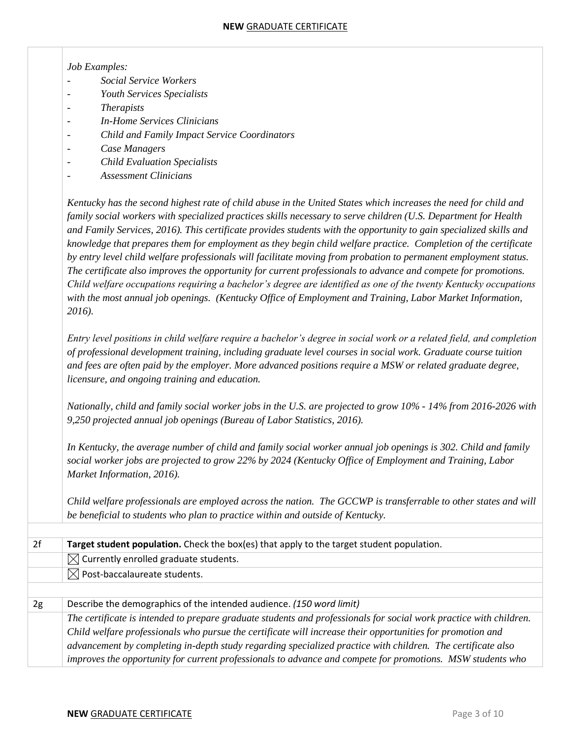*Job Examples:*
- *Social Service Workers*
- *Youth Services Specialists*
- *Therapists*
- *In-Home Services Clinicians*
- *Child and Family Impact Service Coordinators*
- *Case Managers*
- *Child Evaluation Specialists*
- *Assessment Clinicians*

*Kentucky has the second highest rate of child abuse in the United States which increases the need for child and family social workers with specialized practices skills necessary to serve children (U.S. Department for Health and Family Services, 2016). This certificate provides students with the opportunity to gain specialized skills and knowledge that prepares them for employment as they begin child welfare practice. Completion of the certificate by entry level child welfare professionals will facilitate moving from probation to permanent employment status. The certificate also improves the opportunity for current professionals to advance and compete for promotions. Child welfare occupations requiring a bachelor's degree are identified as one of the twenty Kentucky occupations with the most annual job openings. (Kentucky Office of Employment and Training, Labor Market Information, 2016).*

*Entry level positions in child welfare require a bachelor's degree in social work or a related field, and completion of professional development training, including graduate level courses in social work. Graduate course tuition and fees are often paid by the employer. More advanced positions require a MSW or related graduate degree, licensure, and ongoing training and education.*

*Nationally, child and family social worker jobs in the U.S. are projected to grow 10% - 14% from 2016-2026 with 9,250 projected annual job openings (Bureau of Labor Statistics, 2016).*

*In Kentucky, the average number of child and family social worker annual job openings is 302. Child and family social worker jobs are projected to grow 22% by 2024 (Kentucky Office of Employment and Training, Labor Market Information, 2016).*

*Child welfare professionals are employed across the nation. The GCCWP is transferrable to other states and will be beneficial to students who plan to practice within and outside of Kentucky.*

| | |
|---|---|
| 2f | **Target student population.** Check the box(es) that apply to the target student population. |
| | ☒ Currently enrolled graduate students. |
| | ☒ Post-baccalaureate students. |
| | |
| 2g | Describe the demographics of the intended audience. *(150 word limit)* |
| | *The certificate is intended to prepare graduate students and professionals for social work practice with children. Child welfare professionals who pursue the certificate will increase their opportunities for promotion and advancement by completing in-depth study regarding specialized practice with children. The certificate also improves the opportunity for current professionals to advance and compete for promotions. MSW students who* |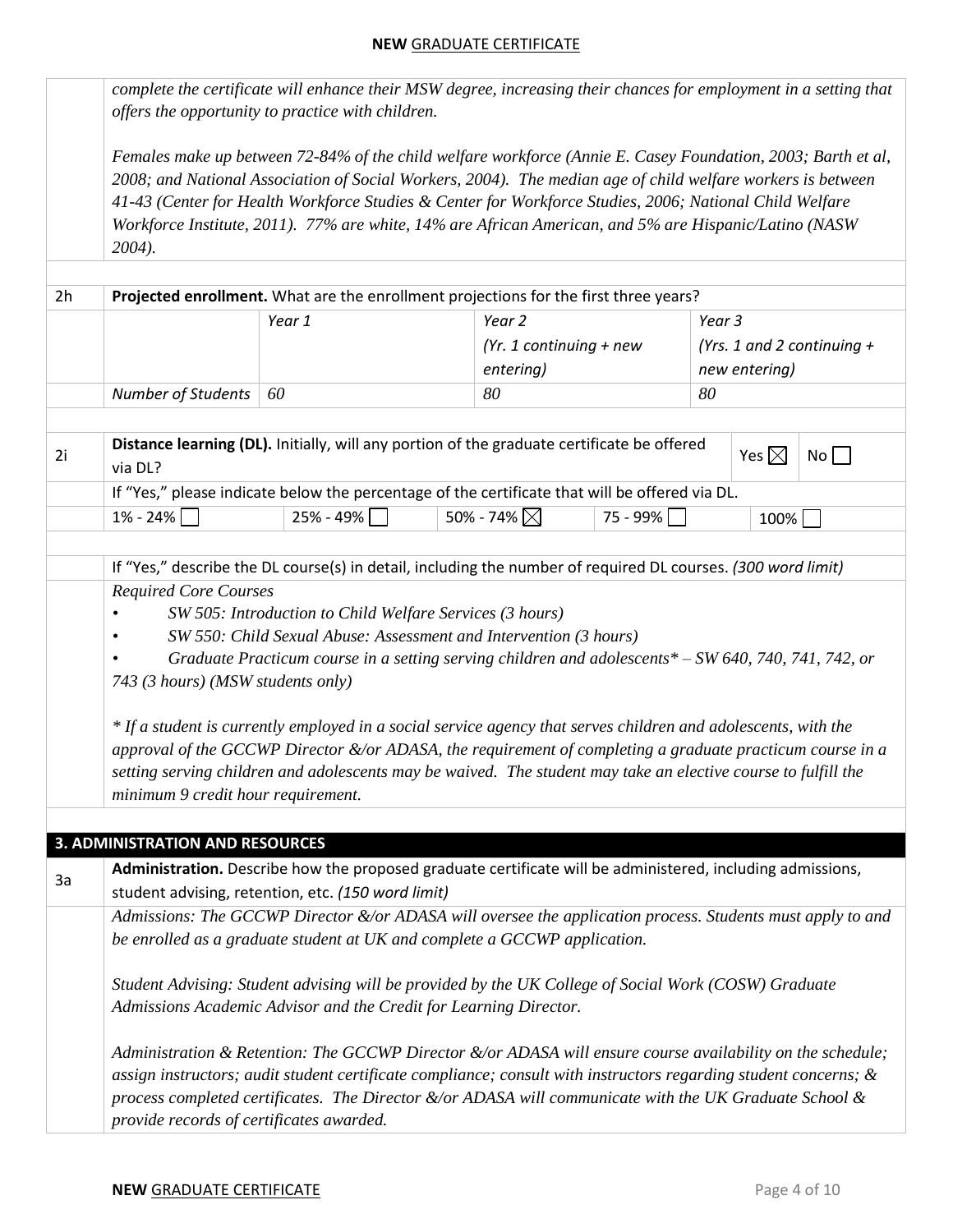*complete the certificate will enhance their MSW degree, increasing their chances for employment in a setting that offers the opportunity to practice with children.*

*Females make up between 72-84% of the child welfare workforce (Annie E. Casey Foundation, 2003; Barth et al, 2008; and National Association of Social Workers, 2004). The median age of child welfare workers is between 41-43 (Center for Health Workforce Studies & Center for Workforce Studies, 2006; National Child Welfare Workforce Institute, 2011). 77% are white, 14% are African American, and 5% are Hispanic/Latino (NASW 2004).*

**2h Projected enrollment.** What are the enrollment projections for the first three years?

| | Year 1 | Year 2 (Yr. 1 continuing + new entering) | Year 3 (Yrs. 1 and 2 continuing + new entering) |
|---|---|---|---|
| *Number of Students* | *60* | *80* | *80* |

**2i Distance learning (DL).** Initially, will any portion of the graduate certificate be offered via DL? Yes ☒ No ☐

If "Yes," please indicate below the percentage of the certificate that will be offered via DL.

| 1% - 24% ☐ | 25% - 49% ☐ | 50% - 74% ☒ | 75 - 99% ☐ | 100% ☐ |
|---|---|---|---|---|

If "Yes," describe the DL course(s) in detail, including the number of required DL courses. *(300 word limit)*

*Required Core Courses*

- *SW 505: Introduction to Child Welfare Services (3 hours)*
- *SW 550: Child Sexual Abuse: Assessment and Intervention (3 hours)*
- *Graduate Practicum course in a setting serving children and adolescents* – SW 640, 740, 741, 742, or 743 (3 hours) (MSW students only)*

*\* If a student is currently employed in a social service agency that serves children and adolescents, with the approval of the GCCWP Director &/or ADASA, the requirement of completing a graduate practicum course in a setting serving children and adolescents may be waived. The student may take an elective course to fulfill the minimum 9 credit hour requirement.*

## 3. ADMINISTRATION AND RESOURCES

**3a Administration.** Describe how the proposed graduate certificate will be administered, including admissions, student advising, retention, etc. *(150 word limit)*

*Admissions: The GCCWP Director &/or ADASA will oversee the application process. Students must apply to and be enrolled as a graduate student at UK and complete a GCCWP application.*

*Student Advising: Student advising will be provided by the UK College of Social Work (COSW) Graduate Admissions Academic Advisor and the Credit for Learning Director.*

*Administration & Retention: The GCCWP Director &/or ADASA will ensure course availability on the schedule; assign instructors; audit student certificate compliance; consult with instructors regarding student concerns; & process completed certificates. The Director &/or ADASA will communicate with the UK Graduate School & provide records of certificates awarded.*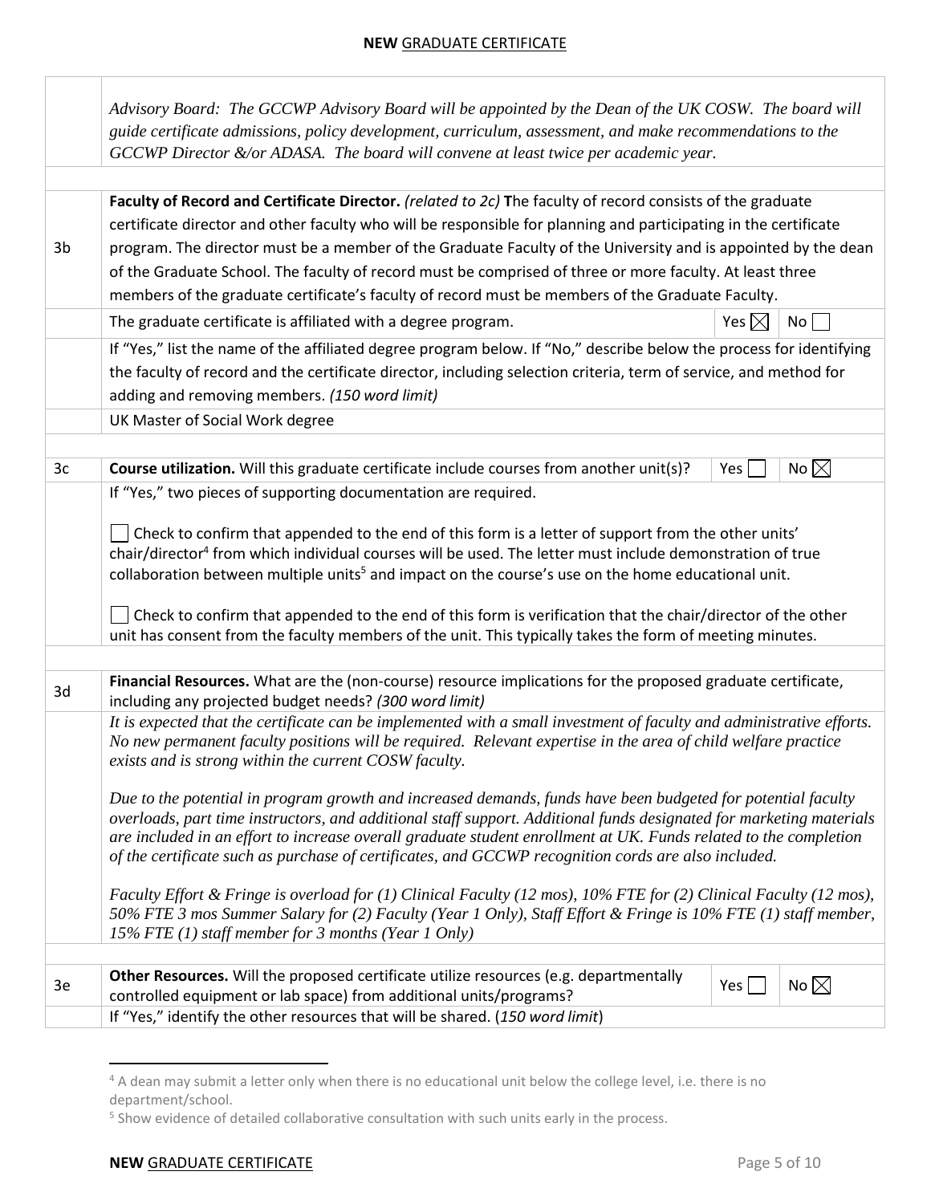*Advisory Board: The GCCWP Advisory Board will be appointed by the Dean of the UK COSW. The board will guide certificate admissions, policy development, curriculum, assessment, and make recommendations to the GCCWP Director &/or ADASA. The board will convene at least twice per academic year.*

**3b** **Faculty of Record and Certificate Director.** *(related to 2c)* **T**he faculty of record consists of the graduate certificate director and other faculty who will be responsible for planning and participating in the certificate program. The director must be a member of the Graduate Faculty of the University and is appointed by the dean of the Graduate School. The faculty of record must be comprised of three or more faculty. At least three members of the graduate certificate's faculty of record must be members of the Graduate Faculty.

The graduate certificate is affiliated with a degree program. Yes ☒ No ☐

If "Yes," list the name of the affiliated degree program below. If "No," describe below the process for identifying the faculty of record and the certificate director, including selection criteria, term of service, and method for adding and removing members. *(150 word limit)*

UK Master of Social Work degree

**3c** **Course utilization.** Will this graduate certificate include courses from another unit(s)? Yes ☐ No ☒

If "Yes," two pieces of supporting documentation are required.

☐ Check to confirm that appended to the end of this form is a letter of support from the other units' chair/director[4] from which individual courses will be used. The letter must include demonstration of true collaboration between multiple units[5] and impact on the course's use on the home educational unit.

☐ Check to confirm that appended to the end of this form is verification that the chair/director of the other unit has consent from the faculty members of the unit. This typically takes the form of meeting minutes.

**3d** **Financial Resources.** What are the (non-course) resource implications for the proposed graduate certificate, including any projected budget needs? *(300 word limit)*

*It is expected that the certificate can be implemented with a small investment of faculty and administrative efforts. No new permanent faculty positions will be required. Relevant expertise in the area of child welfare practice exists and is strong within the current COSW faculty.*

*Due to the potential in program growth and increased demands, funds have been budgeted for potential faculty overloads, part time instructors, and additional staff support. Additional funds designated for marketing materials are included in an effort to increase overall graduate student enrollment at UK. Funds related to the completion of the certificate such as purchase of certificates, and GCCWP recognition cords are also included.*

*Faculty Effort & Fringe is overload for (1) Clinical Faculty (12 mos), 10% FTE for (2) Clinical Faculty (12 mos), 50% FTE 3 mos Summer Salary for (2) Faculty (Year 1 Only), Staff Effort & Fringe is 10% FTE (1) staff member, 15% FTE (1) staff member for 3 months (Year 1 Only)*

**3e** **Other Resources.** Will the proposed certificate utilize resources (e.g. departmentally controlled equipment or lab space) from additional units/programs? Yes ☐ No ☒

If "Yes," identify the other resources that will be shared. (*150 word limit*)

---

[4] A dean may submit a letter only when there is no educational unit below the college level, i.e. there is no department/school.

[5] Show evidence of detailed collaborative consultation with such units early in the process.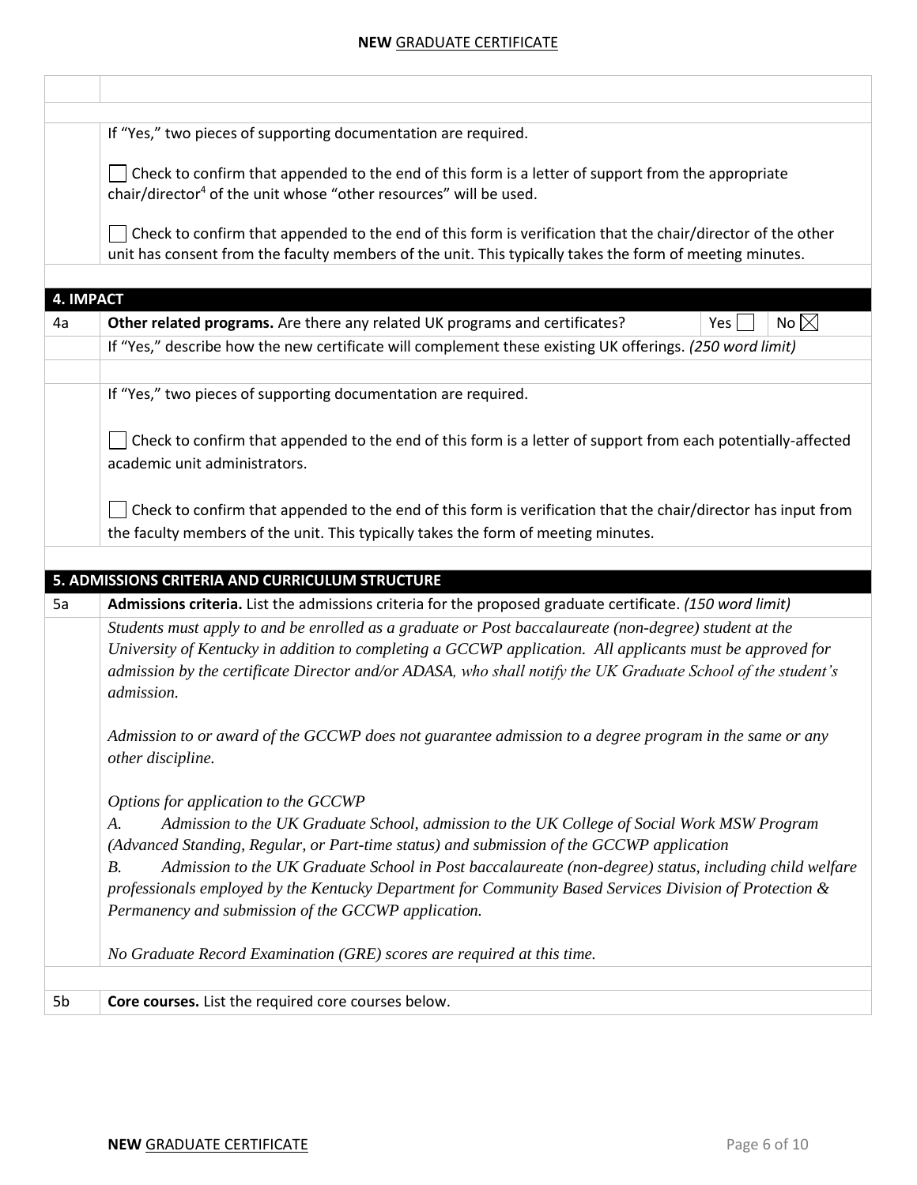If "Yes," two pieces of supporting documentation are required.

☐ Check to confirm that appended to the end of this form is a letter of support from the appropriate chair/director[4] of the unit whose "other resources" will be used.

☐ Check to confirm that appended to the end of this form is verification that the chair/director of the other unit has consent from the faculty members of the unit. This typically takes the form of meeting minutes.

## 4. IMPACT

**4a** **Other related programs.** Are there any related UK programs and certificates? Yes ☐ No ☒

If "Yes," describe how the new certificate will complement these existing UK offerings. *(250 word limit)*

If "Yes," two pieces of supporting documentation are required.

☐ Check to confirm that appended to the end of this form is a letter of support from each potentially-affected academic unit administrators.

☐ Check to confirm that appended to the end of this form is verification that the chair/director has input from the faculty members of the unit. This typically takes the form of meeting minutes.

## 5. ADMISSIONS CRITERIA AND CURRICULUM STRUCTURE

**5a** **Admissions criteria.** List the admissions criteria for the proposed graduate certificate. *(150 word limit)*

*Students must apply to and be enrolled as a graduate or Post baccalaureate (non-degree) student at the University of Kentucky in addition to completing a GCCWP application. All applicants must be approved for admission by the certificate Director and/or ADASA, who shall notify the UK Graduate School of the student's admission.*

*Admission to or award of the GCCWP does not guarantee admission to a degree program in the same or any other discipline.*

*Options for application to the GCCWP*

*A. Admission to the UK Graduate School, admission to the UK College of Social Work MSW Program (Advanced Standing, Regular, or Part-time status) and submission of the GCCWP application*

*B. Admission to the UK Graduate School in Post baccalaureate (non-degree) status, including child welfare professionals employed by the Kentucky Department for Community Based Services Division of Protection & Permanency and submission of the GCCWP application.*

*No Graduate Record Examination (GRE) scores are required at this time.*

**5b** **Core courses.** List the required core courses below.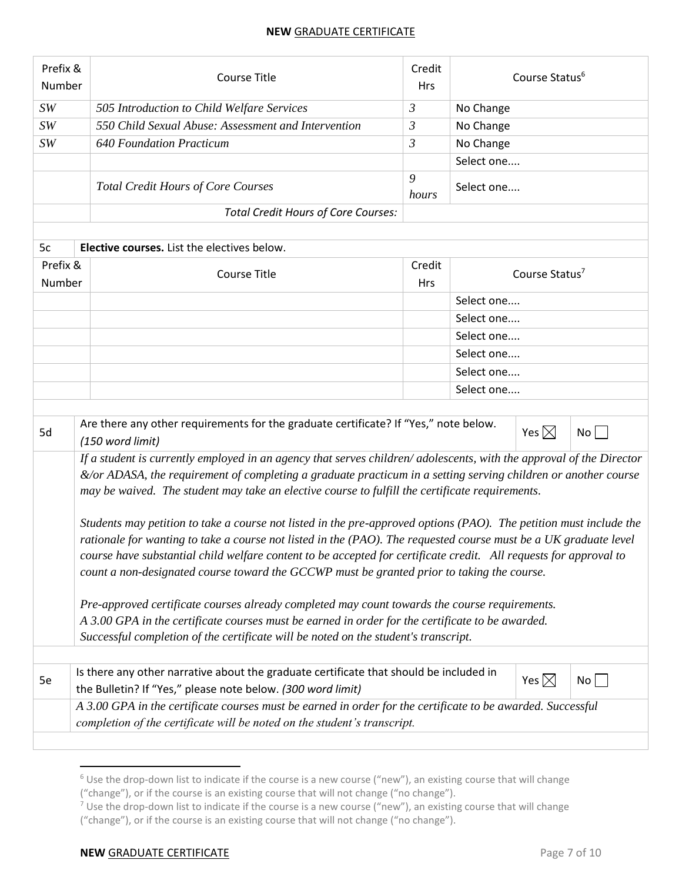| Prefix & Number | Course Title | Credit Hrs | Course Status[6] |
|---|---|---|---|
| *SW* | *505 Introduction to Child Welfare Services* | *3* | No Change |
| *SW* | *550 Child Sexual Abuse: Assessment and Intervention* | *3* | No Change |
| *SW* | *640 Foundation Practicum* | *3* | No Change |
| | | | Select one.... |
| | *Total Credit Hours of Core Courses* | *9 hours* | Select one.... |
| | *Total Credit Hours of Core Courses:* | | |

| 5c | **Elective courses.** List the electives below. | | |
|---|---|---|---|
| **Prefix & Number** | **Course Title** | **Credit Hrs** | **Course Status[7]** |
| | | | Select one.... |
| | | | Select one.... |
| | | | Select one.... |
| | | | Select one.... |
| | | | Select one.... |
| | | | Select one.... |

| 5d | Are there any other requirements for the graduate certificate? If "Yes," note below. *(150 word limit)* | Yes ☒ | No ☐ |
|---|---|---|---|

*If a student is currently employed in an agency that serves children/ adolescents, with the approval of the Director &/or ADASA, the requirement of completing a graduate practicum in a setting serving children or another course may be waived. The student may take an elective course to fulfill the certificate requirements.*

*Students may petition to take a course not listed in the pre-approved options (PAO). The petition must include the rationale for wanting to take a course not listed in the (PAO). The requested course must be a UK graduate level course have substantial child welfare content to be accepted for certificate credit. All requests for approval to count a non-designated course toward the GCCWP must be granted prior to taking the course.*

*Pre-approved certificate courses already completed may count towards the course requirements.*
*A 3.00 GPA in the certificate courses must be earned in order for the certificate to be awarded.*
*Successful completion of the certificate will be noted on the student's transcript.*

| 5e | Is there any other narrative about the graduate certificate that should be included in the Bulletin? If "Yes," please note below. *(300 word limit)* | Yes ☒ | No ☐ |
|---|---|---|---|

*A 3.00 GPA in the certificate courses must be earned in order for the certificate to be awarded. Successful completion of the certificate will be noted on the student's transcript.*

---

[6] Use the drop-down list to indicate if the course is a new course ("new"), an existing course that will change ("change"), or if the course is an existing course that will not change ("no change").

[7] Use the drop-down list to indicate if the course is a new course ("new"), an existing course that will change ("change"), or if the course is an existing course that will not change ("no change").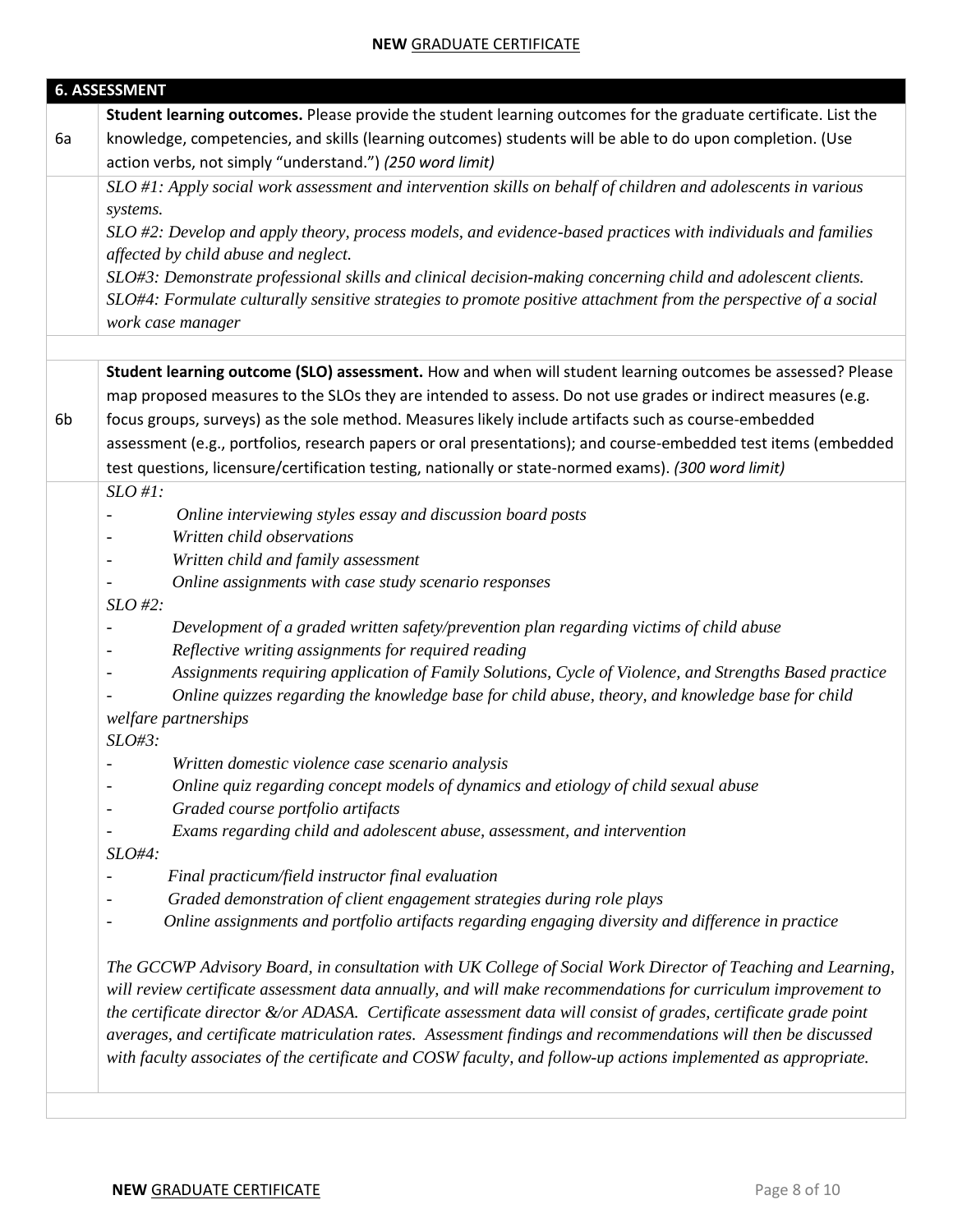## 6. ASSESSMENT

**6a** **Student learning outcomes.** Please provide the student learning outcomes for the graduate certificate. List the knowledge, competencies, and skills (learning outcomes) students will be able to do upon completion. (Use action verbs, not simply "understand.") *(250 word limit)*

*SLO #1: Apply social work assessment and intervention skills on behalf of children and adolescents in various systems.*
*SLO #2: Develop and apply theory, process models, and evidence-based practices with individuals and families affected by child abuse and neglect.*
*SLO#3: Demonstrate professional skills and clinical decision-making concerning child and adolescent clients.*
*SLO#4: Formulate culturally sensitive strategies to promote positive attachment from the perspective of a social work case manager*

**6b** **Student learning outcome (SLO) assessment.** How and when will student learning outcomes be assessed? Please map proposed measures to the SLOs they are intended to assess. Do not use grades or indirect measures (e.g. focus groups, surveys) as the sole method. Measures likely include artifacts such as course-embedded assessment (e.g., portfolios, research papers or oral presentations); and course-embedded test items (embedded test questions, licensure/certification testing, nationally or state-normed exams). *(300 word limit)*

*SLO #1:*
- *Online interviewing styles essay and discussion board posts*
- *Written child observations*
- *Written child and family assessment*
- *Online assignments with case study scenario responses*

*SLO #2:*
- *Development of a graded written safety/prevention plan regarding victims of child abuse*
- *Reflective writing assignments for required reading*
- *Assignments requiring application of Family Solutions, Cycle of Violence, and Strengths Based practice*
- *Online quizzes regarding the knowledge base for child abuse, theory, and knowledge base for child welfare partnerships*

*SLO#3:*
- *Written domestic violence case scenario analysis*
- *Online quiz regarding concept models of dynamics and etiology of child sexual abuse*
- *Graded course portfolio artifacts*
- *Exams regarding child and adolescent abuse, assessment, and intervention*

*SLO#4:*
- *Final practicum/field instructor final evaluation*
- *Graded demonstration of client engagement strategies during role plays*
- *Online assignments and portfolio artifacts regarding engaging diversity and difference in practice*

*The GCCWP Advisory Board, in consultation with UK College of Social Work Director of Teaching and Learning, will review certificate assessment data annually, and will make recommendations for curriculum improvement to the certificate director &/or ADASA. Certificate assessment data will consist of grades, certificate grade point averages, and certificate matriculation rates. Assessment findings and recommendations will then be discussed with faculty associates of the certificate and COSW faculty, and follow-up actions implemented as appropriate.*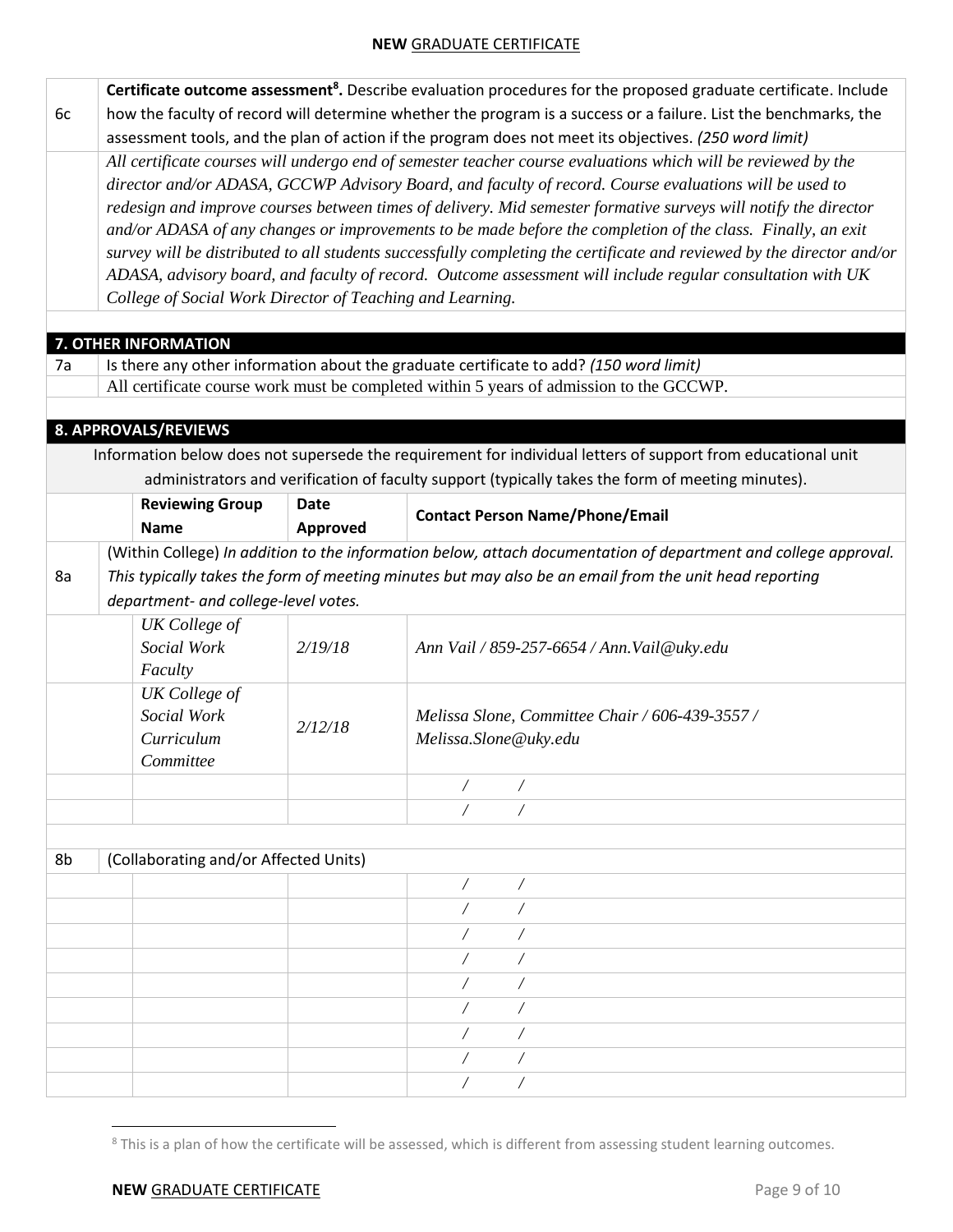| | |
|---|---|
| 6c | **Certificate outcome assessment**[8]**.** Describe evaluation procedures for the proposed graduate certificate. Include how the faculty of record will determine whether the program is a success or a failure. List the benchmarks, the assessment tools, and the plan of action if the program does not meet its objectives. *(250 word limit)* |
| | *All certificate courses will undergo end of semester teacher course evaluations which will be reviewed by the director and/or ADASA, GCCWP Advisory Board, and faculty of record. Course evaluations will be used to redesign and improve courses between times of delivery. Mid semester formative surveys will notify the director and/or ADASA of any changes or improvements to be made before the completion of the class. Finally, an exit survey will be distributed to all students successfully completing the certificate and reviewed by the director and/or ADASA, advisory board, and faculty of record. Outcome assessment will include regular consultation with UK College of Social Work Director of Teaching and Learning.* |

## 7. OTHER INFORMATION

| | |
|---|---|
| 7a | Is there any other information about the graduate certificate to add? *(150 word limit)* |
| | All certificate course work must be completed within 5 years of admission to the GCCWP. |

## 8. APPROVALS/REVIEWS

Information below does not supersede the requirement for individual letters of support from educational unit administrators and verification of faculty support (typically takes the form of meeting minutes).

| | Reviewing Group Name | Date Approved | Contact Person Name/Phone/Email |
|---|---|---|---|
| 8a | (Within College) *In addition to the information below, attach documentation of department and college approval. This typically takes the form of meeting minutes but may also be an email from the unit head reporting department- and college-level votes.* | | |
| | *UK College of Social Work Faculty* | *2/19/18* | *Ann Vail / 859-257-6654 / Ann.Vail@uky.edu* |
| | *UK College of Social Work Curriculum Committee* | *2/12/18* | *Melissa Slone, Committee Chair / 606-439-3557 / Melissa.Slone@uky.edu* |
| | | | / / |
| | | | / / |
| 8b | (Collaborating and/or Affected Units) | | |
| | | | / / |
| | | | / / |
| | | | / / |
| | | | / / |
| | | | / / |
| | | | / / |
| | | | / / |
| | | | / / |
| | | | / / |

[8] This is a plan of how the certificate will be assessed, which is different from assessing student learning outcomes.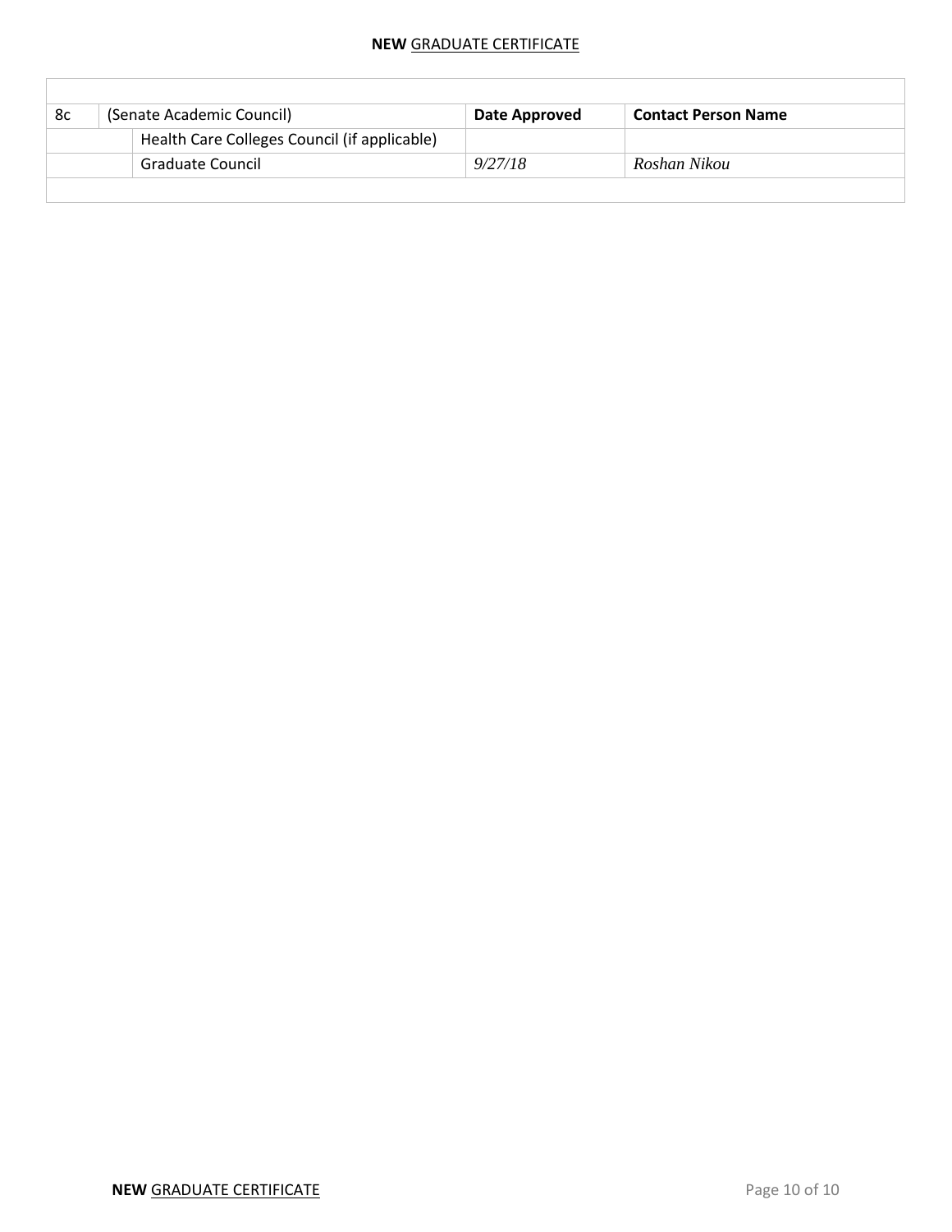| 8c | (Senate Academic Council) | | Date Approved | Contact Person Name |
|---|---|---|---|---|
| | | Health Care Colleges Council (if applicable) | | |
| | | Graduate Council | *9/27/18* | *Roshan Nikou* |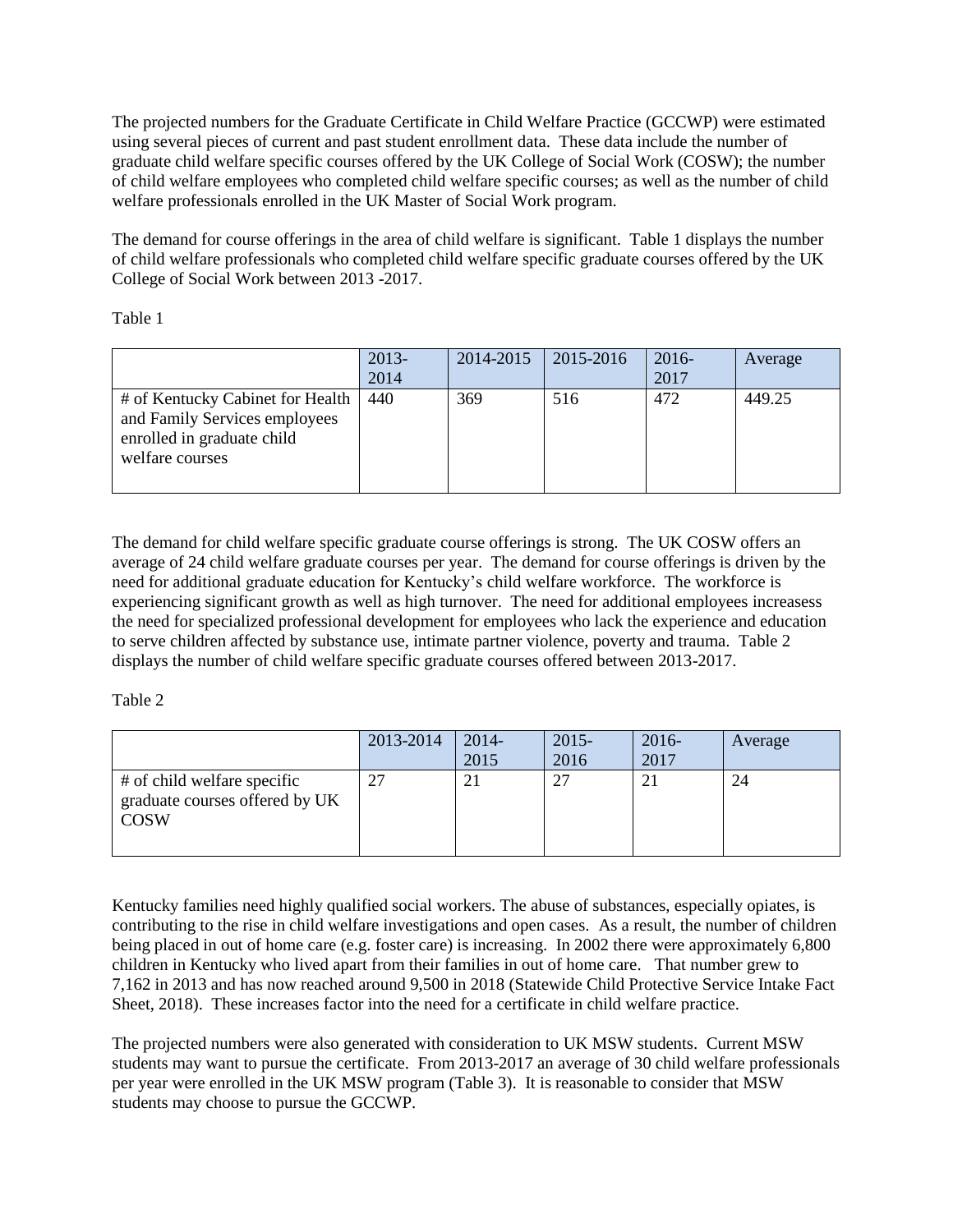The projected numbers for the Graduate Certificate in Child Welfare Practice (GCCWP) were estimated using several pieces of current and past student enrollment data. These data include the number of graduate child welfare specific courses offered by the UK College of Social Work (COSW); the number of child welfare employees who completed child welfare specific courses; as well as the number of child welfare professionals enrolled in the UK Master of Social Work program.

The demand for course offerings in the area of child welfare is significant. Table 1 displays the number of child welfare professionals who completed child welfare specific graduate courses offered by the UK College of Social Work between 2013 -2017.

Table 1

| | 2013-2014 | 2014-2015 | 2015-2016 | 2016-2017 | Average |
|---|---|---|---|---|---|
| # of Kentucky Cabinet for Health and Family Services employees enrolled in graduate child welfare courses | 440 | 369 | 516 | 472 | 449.25 |

The demand for child welfare specific graduate course offerings is strong. The UK COSW offers an average of 24 child welfare graduate courses per year. The demand for course offerings is driven by the need for additional graduate education for Kentucky's child welfare workforce. The workforce is experiencing significant growth as well as high turnover. The need for additional employees increasess the need for specialized professional development for employees who lack the experience and education to serve children affected by substance use, intimate partner violence, poverty and trauma. Table 2 displays the number of child welfare specific graduate courses offered between 2013-2017.

Table 2

| | 2013-2014 | 2014-2015 | 2015-2016 | 2016-2017 | Average |
|---|---|---|---|---|---|
| # of child welfare specific graduate courses offered by UK COSW | 27 | 21 | 27 | 21 | 24 |

Kentucky families need highly qualified social workers. The abuse of substances, especially opiates, is contributing to the rise in child welfare investigations and open cases. As a result, the number of children being placed in out of home care (e.g. foster care) is increasing. In 2002 there were approximately 6,800 children in Kentucky who lived apart from their families in out of home care. That number grew to 7,162 in 2013 and has now reached around 9,500 in 2018 (Statewide Child Protective Service Intake Fact Sheet, 2018). These increases factor into the need for a certificate in child welfare practice.

The projected numbers were also generated with consideration to UK MSW students. Current MSW students may want to pursue the certificate. From 2013-2017 an average of 30 child welfare professionals per year were enrolled in the UK MSW program (Table 3). It is reasonable to consider that MSW students may choose to pursue the GCCWP.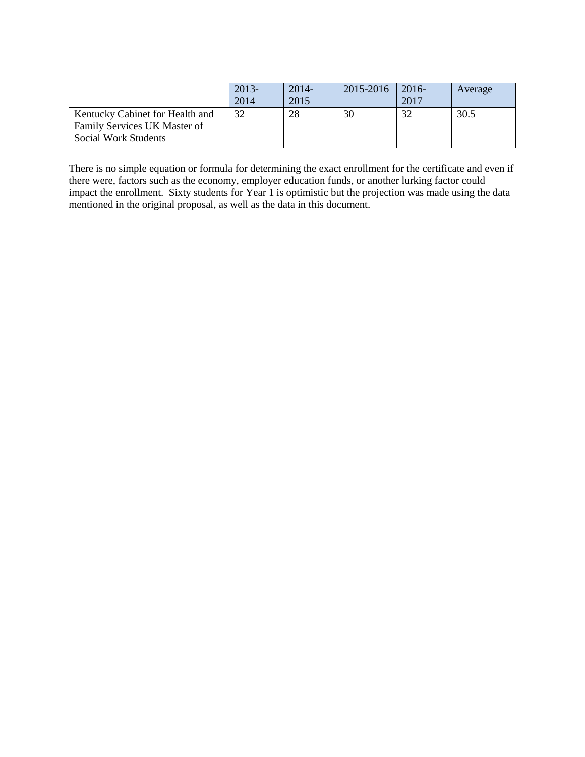| | 2013-2014 | 2014-2015 | 2015-2016 | 2016-2017 | Average |
|---|---|---|---|---|---|
| Kentucky Cabinet for Health and Family Services UK Master of Social Work Students | 32 | 28 | 30 | 32 | 30.5 |

There is no simple equation or formula for determining the exact enrollment for the certificate and even if there were, factors such as the economy, employer education funds, or another lurking factor could impact the enrollment. Sixty students for Year 1 is optimistic but the projection was made using the data mentioned in the original proposal, as well as the data in this document.